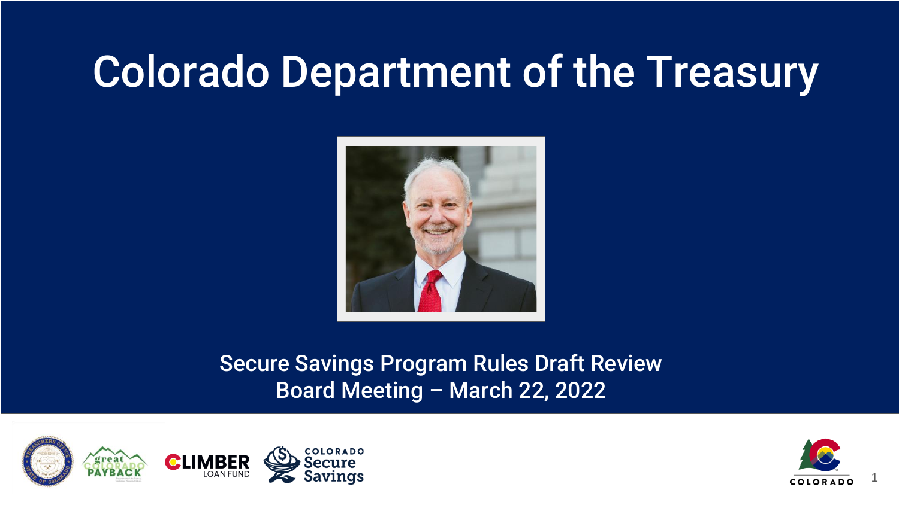# Colorado Department of the Treasury

Secure Savings Program Rules Draft Review
Board Meeting – March 22, 2022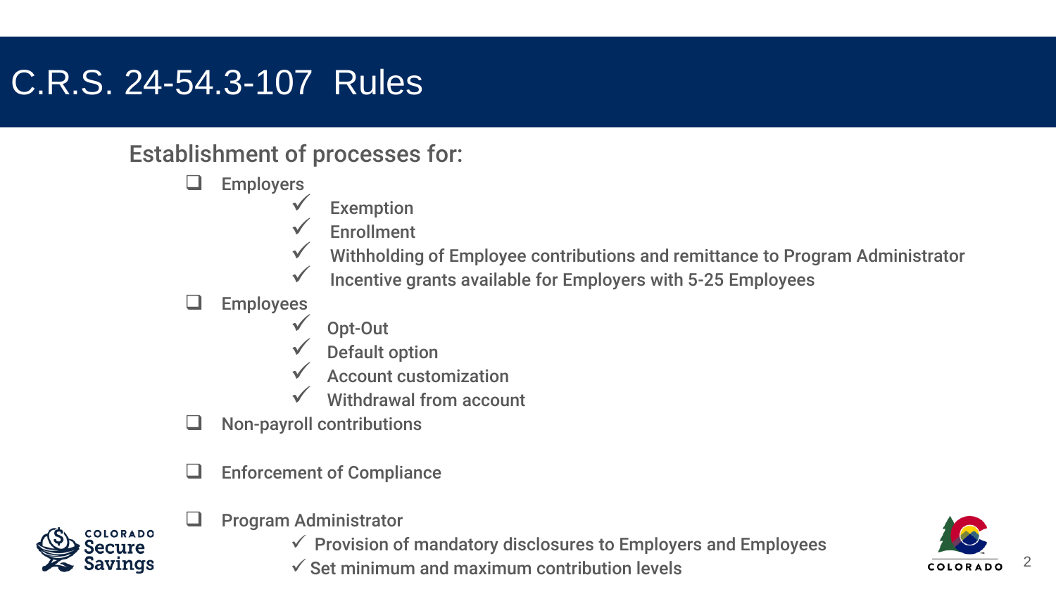# C.R.S. 24-54.3-107 Rules

## Establishment of processes for:

- Employers
  - Exemption
  - Enrollment
  - Withholding of Employee contributions and remittance to Program Administrator
  - Incentive grants available for Employers with 5-25 Employees
- Employees
  - Opt-Out
  - Default option
  - Account customization
  - Withdrawal from account
- Non-payroll contributions
- Enforcement of Compliance
- Program Administrator
  - Provision of mandatory disclosures to Employers and Employees
  - Set minimum and maximum contribution levels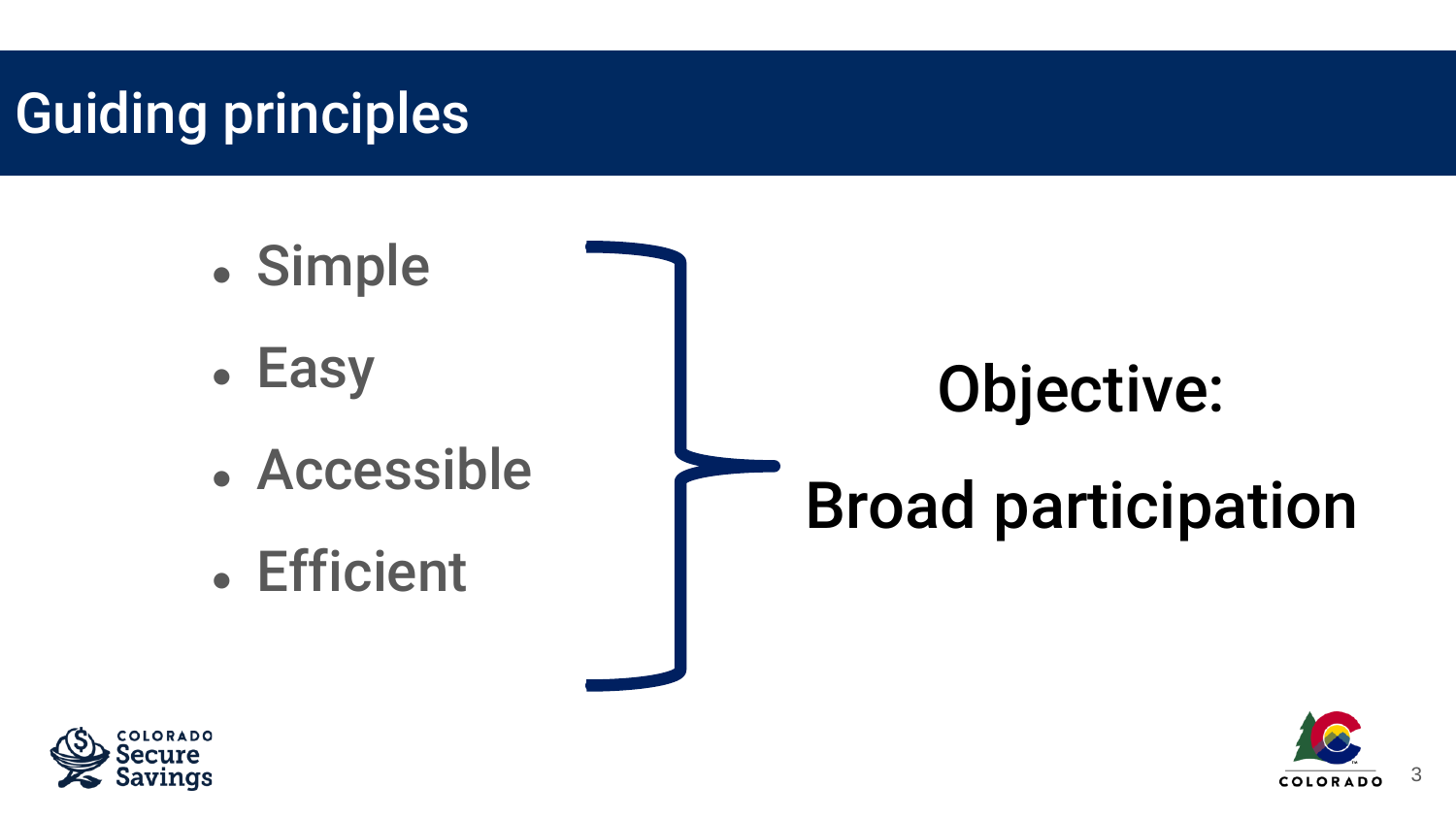# Guiding principles

- Simple
- Easy
- Accessible
- Efficient

**Objective:**

**Broad participation**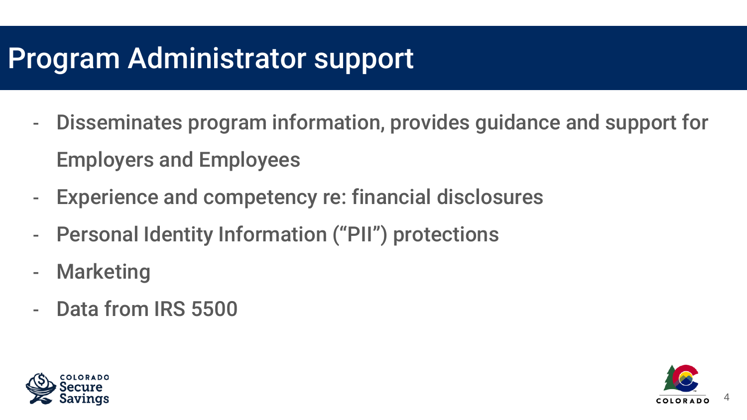# Program Administrator support

- Disseminates program information, provides guidance and support for Employers and Employees
- Experience and competency re: financial disclosures
- Personal Identity Information ("PII") protections
- Marketing
- Data from IRS 5500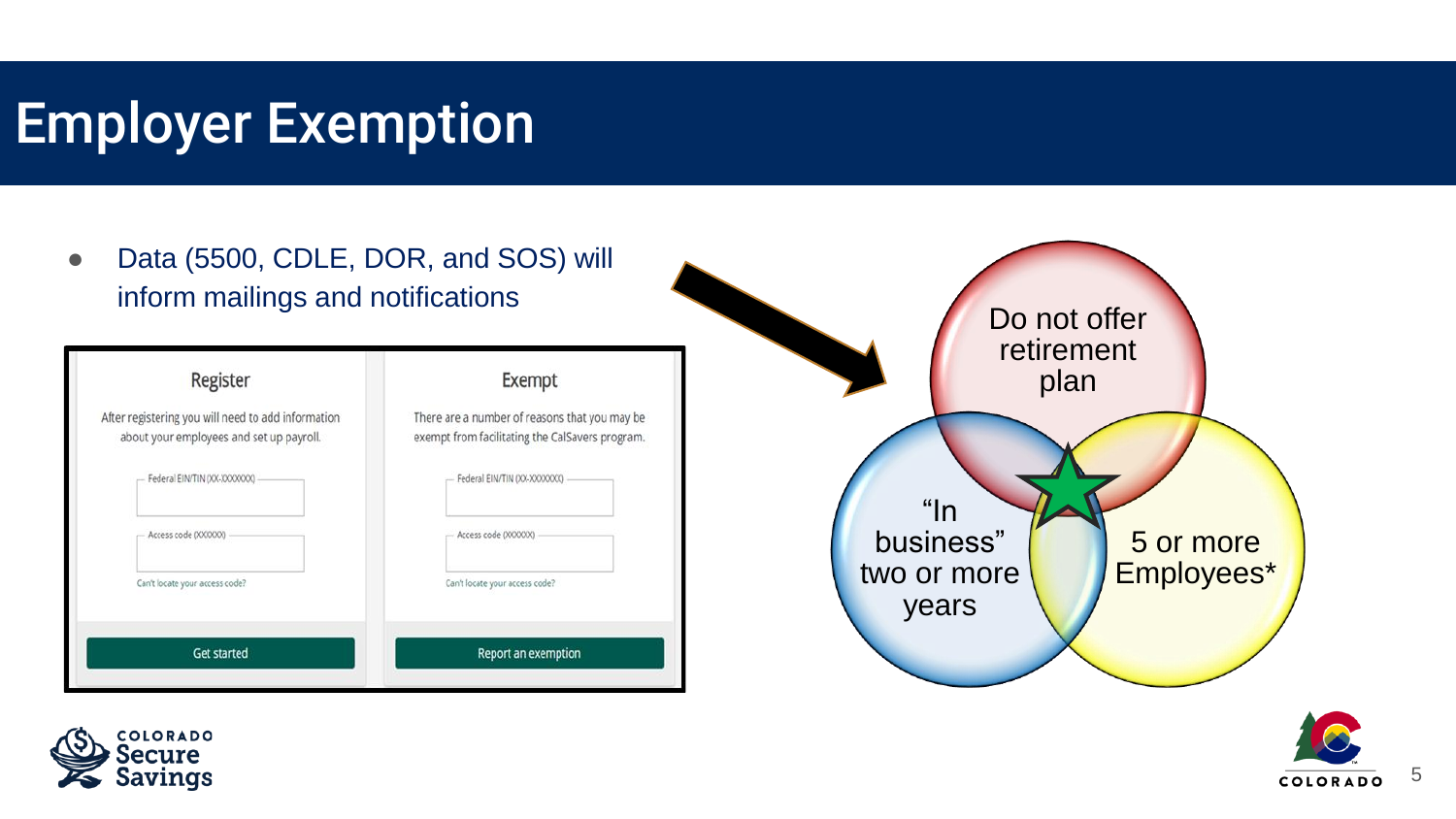# Employer Exemption

- Data (5500, CDLE, DOR, and SOS) will inform mailings and notifications

| Register | Exempt |
| --- | --- |
| After registering you will need to add information about your employees and set up payroll. | There are a number of reasons that you may be exempt from facilitating the CalSavers program. |
| Federal EIN/TIN (XX-XXXXXXX) | Federal EIN/TIN (XX-XXXXXXX) |
| Access code (XXXXXX) | Access code (XXXXXX) |
| Can't locate your access code? | Can't locate your access code? |
| Get started | Report an exemption |

Do not offer retirement plan

"In business" two or more years

5 or more Employees*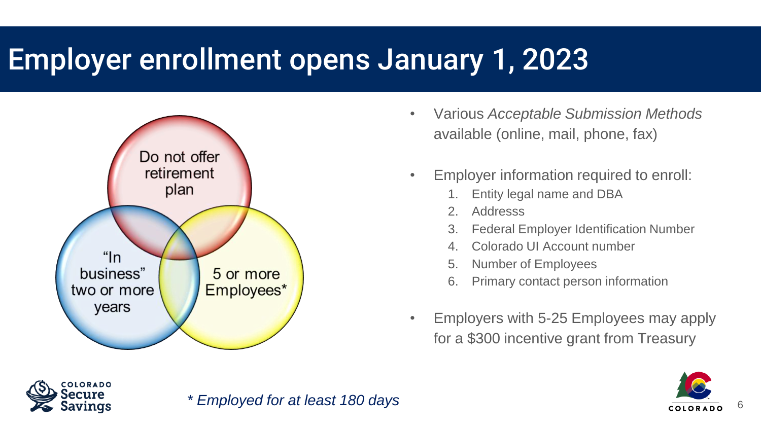# Employer enrollment opens January 1, 2023

Do not offer retirement plan

"In business" two or more years

5 or more Employees*

- Various *Acceptable Submission Methods* available (online, mail, phone, fax)
- Employer information required to enroll:
  1. Entity legal name and DBA
  2. Addresss
  3. Federal Employer Identification Number
  4. Colorado UI Account number
  5. Number of Employees
  6. Primary contact person information
- Employers with 5-25 Employees may apply for a $300 incentive grant from Treasury

*\* Employed for at least 180 days*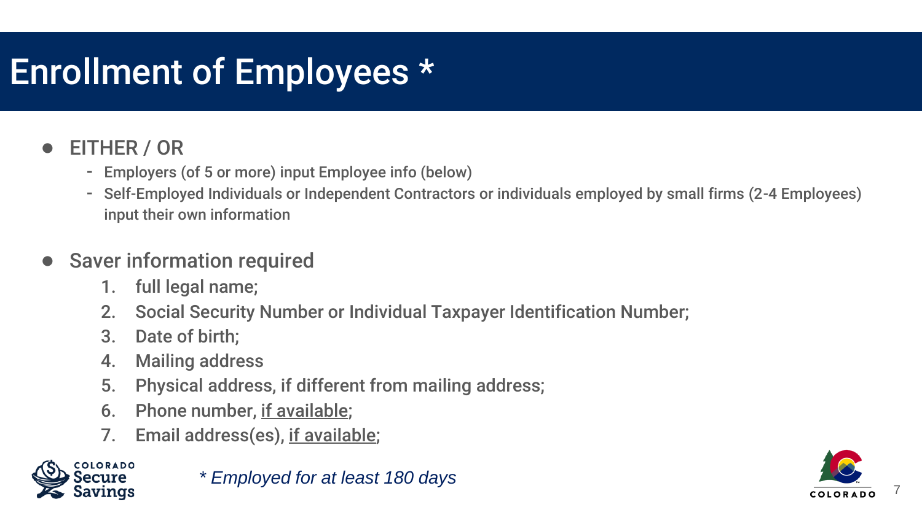# Enrollment of Employees *

- EITHER / OR
  - Employers (of 5 or more) input Employee info (below)
  - Self-Employed Individuals or Independent Contractors or individuals employed by small firms (2-4 Employees) input their own information

- Saver information required
  1. full legal name;
  2. Social Security Number or Individual Taxpayer Identification Number;
  3. Date of birth;
  4. Mailing address
  5. Physical address, if different from mailing address;
  6. Phone number, <u>if available</u>;
  7. Email address(es), <u>if available</u>;

*\* Employed for at least 180 days*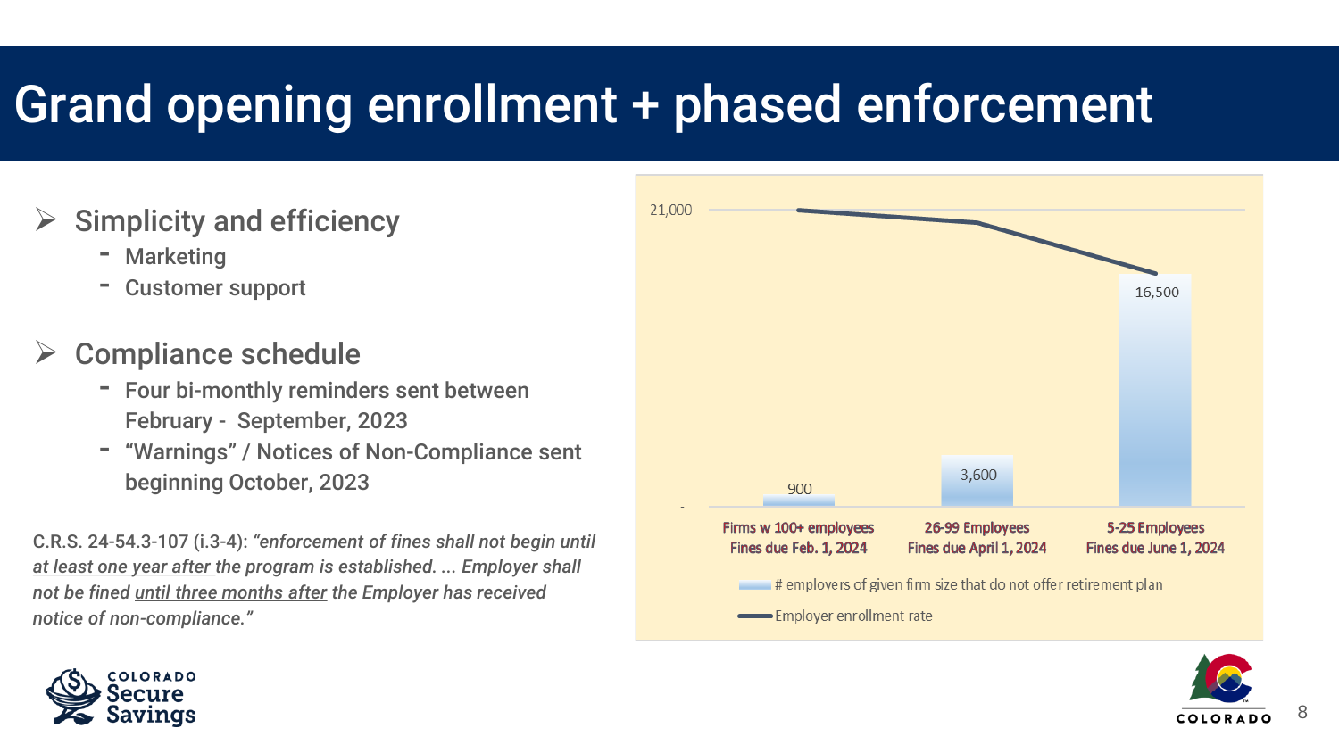# Grand opening enrollment + phased enforcement

- **Simplicity and efficiency**
  - Marketing
  - Customer support
- **Compliance schedule**
  - Four bi-monthly reminders sent between February - September, 2023
  - "Warnings" / Notices of Non-Compliance sent beginning October, 2023

C.R.S. 24-54.3-107 (i.3-4): *"enforcement of fines shall not begin until* ***at least one year after*** *the program is established. ... Employer shall not be fined* ***until three months after*** *the Employer has received notice of non-compliance."*

| Firm size / Fine due date | # employers of given firm size that do not offer retirement plan |
| --- | --- |
| Firms w 100+ employees, Fines due Feb. 1, 2024 | 900 |
| 26-99 Employees, Fines due April 1, 2024 | 3,600 |
| 5-25 Employees, Fines due June 1, 2024 | 16,500 |

Legend: # employers of given firm size that do not offer retirement plan; Employer enrollment rate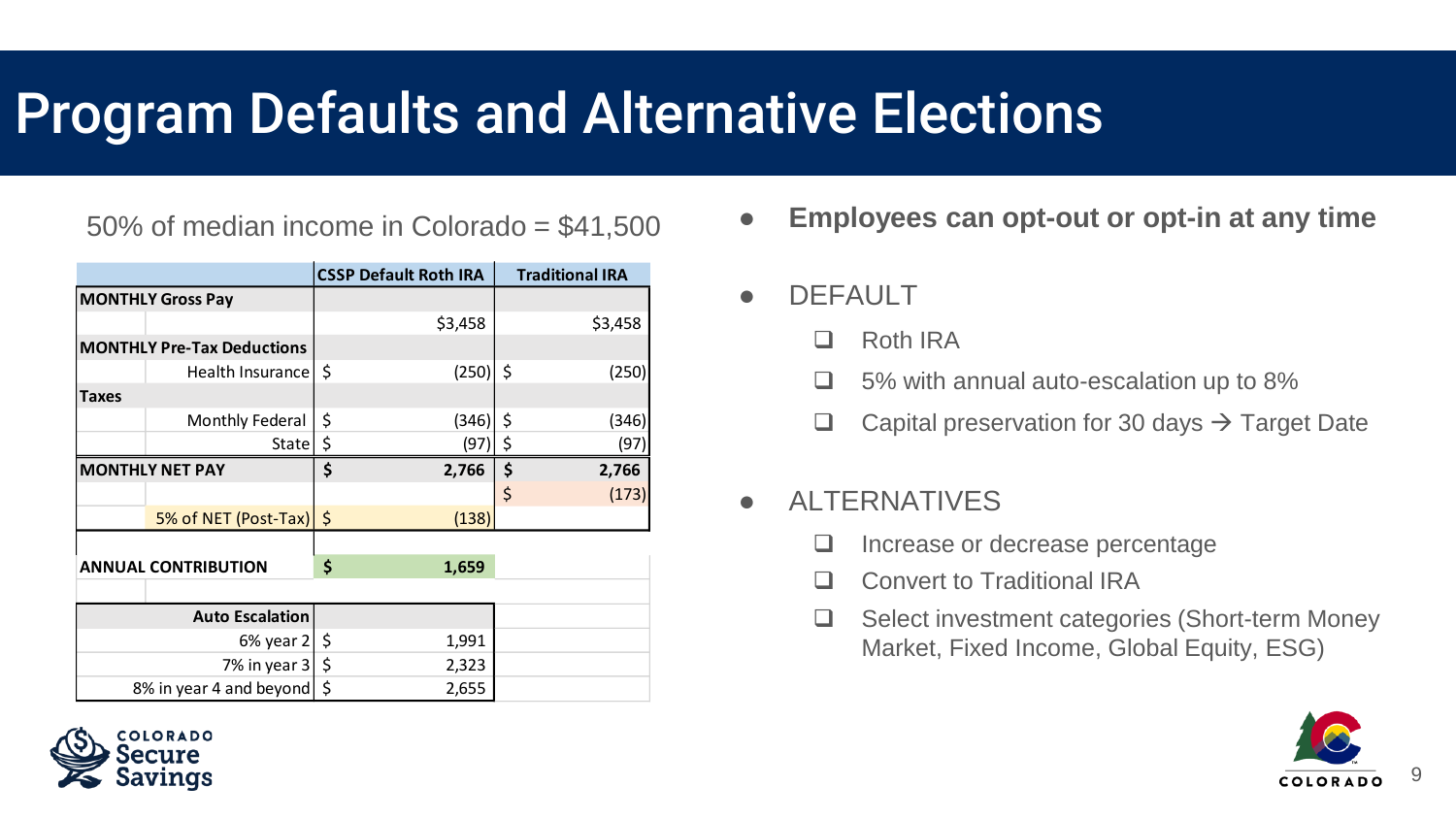# Program Defaults and Alternative Elections

50% of median income in Colorado = $41,500

| | CSSP Default Roth IRA | Traditional IRA |
|---|---|---|
| **MONTHLY Gross Pay** | | |
| | $3,458 | $3,458 |
| **MONTHLY Pre-Tax Deductions** | | |
| Health Insurance | $ (250) | $ (250) |
| **Taxes** | | |
| Monthly Federal | $ (346) | $ (346) |
| State | $ (97) | $ (97) |
| **MONTHLY NET PAY** | **$ 2,766** | **$ 2,766** |
| | | $ (173) |
| 5% of NET (Post-Tax) | $ (138) | |
| | | |
| **ANNUAL CONTRIBUTION** | **$ 1,659** | |
| | | |
| **Auto Escalation** | | |
| 6% year 2 | $ 1,991 | |
| 7% in year 3 | $ 2,323 | |
| 8% in year 4 and beyond | $ 2,655 | |

- **Employees can opt-out or opt-in at any time**
- DEFAULT
  - Roth IRA
  - 5% with annual auto-escalation up to 8%
  - Capital preservation for 30 days → Target Date
- ALTERNATIVES
  - Increase or decrease percentage
  - Convert to Traditional IRA
  - Select investment categories (Short-term Money Market, Fixed Income, Global Equity, ESG)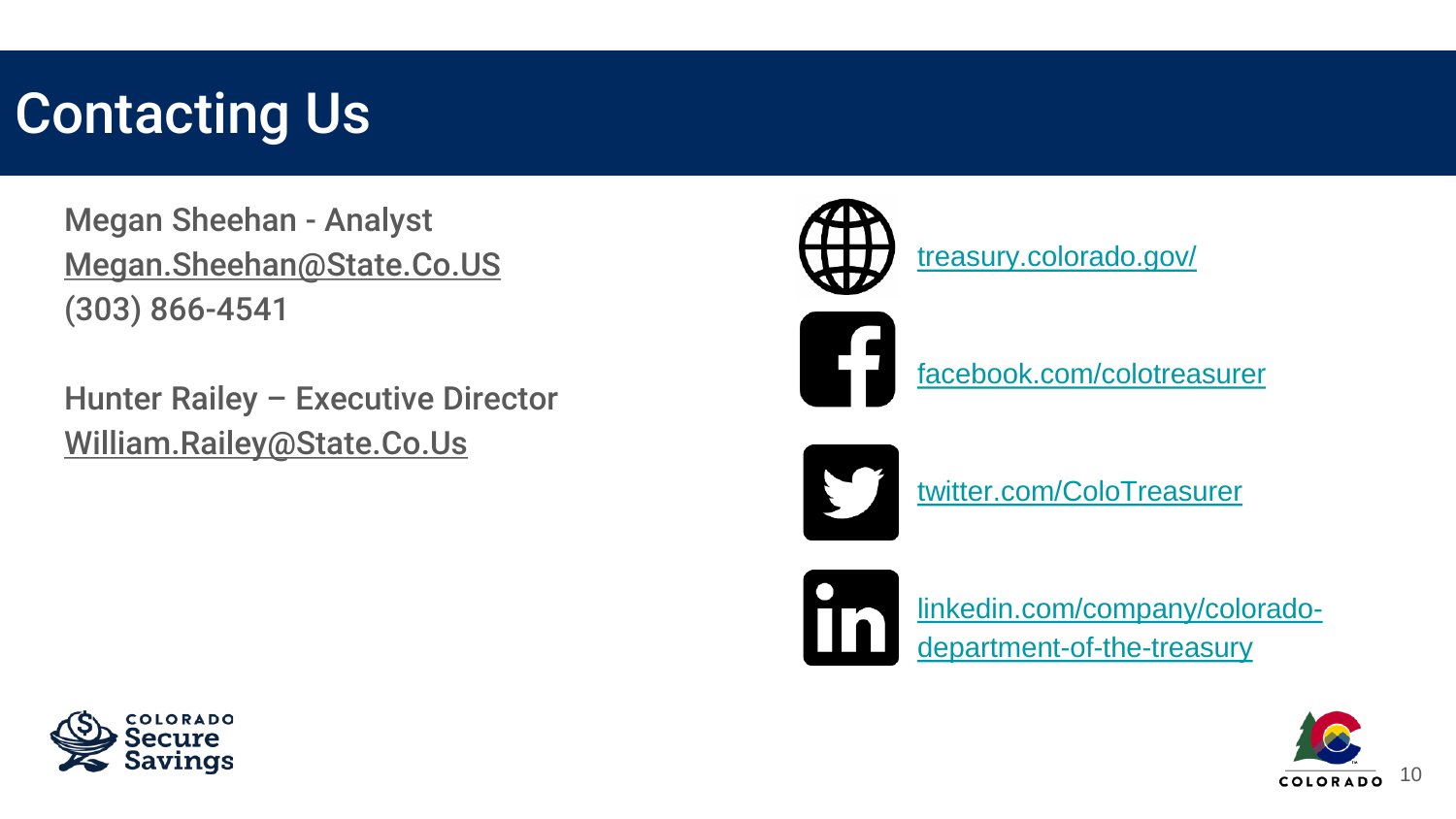# Contacting Us

Megan Sheehan - Analyst
Megan.Sheehan@State.Co.US
(303) 866-4541

Hunter Railey – Executive Director
William.Railey@State.Co.Us

treasury.colorado.gov/

facebook.com/colotreasurer

twitter.com/ColoTreasurer

linkedin.com/company/colorado-department-of-the-treasury